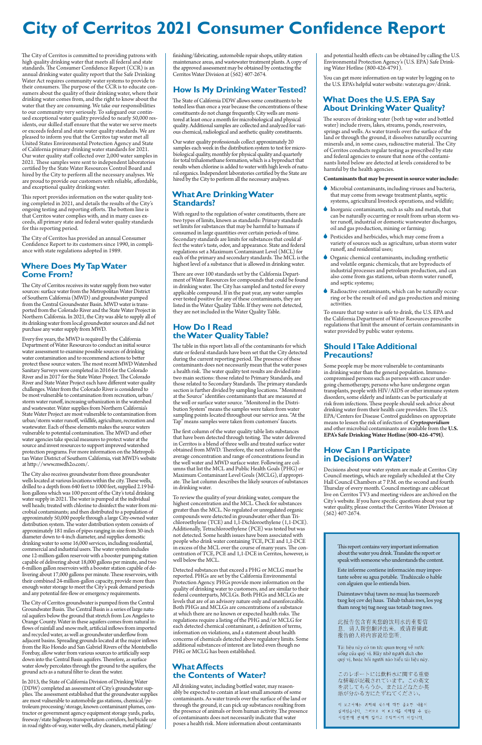# City of Cerritos 2021 Consumer Confidence Report

The City of Cerritos is committed to providing patrons with high quality drinking water that meets all federal and state standards. The Consumer Confidence Report (CCR) is an annual drinking water quality report that the Safe Drinking Water Act requires community water systems to provide to their consumers. The purpose of the CCR is to educate consumers about the quality of their drinking water, where their drinking water comes from, and the right to know about the water that they are consuming. We take our responsibilities to our community very seriously. To safeguard our continued exceptional water quality provided to nearly 50,000 residents, our skilled staff ensure that the water we serve meets or exceeds federal and state water quality standards. We are pleased to inform you that the Cerritos tap water met all United States Environmental Protection Agency and State of California primary drinking water standards for 2021. Our water quality staff collected over 2,000 water samples in 2021. These samples were sent to independent laboratories certified by the State Water Resources Control Board and hired by the City to perform all the necessary analyses. We are proud to provide our customers with reliable, affordable, and exceptional quality drinking water.

This report provides information on the water quality testing completed in 2021, and details the results of the City's ongoing testing and reporting efforts. The bottom line is that Cerritos water complies with, and in many cases exceeds, all primary state and federal water quality standards for this reporting period.

The City of Cerritos has provided an annual Consumer Confidence Report to its customers since 1990, in compliance with state regulations adopted in 1989.

## Where Does My Tap Water Come From?

The City of Cerritos receives its water supply from two water sources: surface water from the Metropolitan Water District of Southern California (MWD) and groundwater pumped from the Central Groundwater Basin. MWD water is transported from the Colorado River and the State Water Project in Northern California. In 2021, the City was able to supply all of its drinking water from local groundwater sources and did not purchase any water supply from MWD.

Every five years, the MWD is required by the California Department of Water Resources to conduct an initial source water assessment to examine possible sources of drinking water contamination and to recommend actions to better protect these source waters. The most recent MWD Watershed Sanitary Surveys were completed in 2016 for the Colorado River and in 2017 for the State Water Project. The Colorado River and State Water Project each have different water quality challenges. Water from the Colorado River is considered to be most vulnerable to contamination from recreation, urban/storm water runoff, increasing urbanization in the watershed and wastewater. Water supplies from Northern California's State Water Project are most vulnerable to contamination from urban/storm water runoff, wildlife, agriculture, recreation and wastewater. Each of these elements makes the source waters vulnerable to potential contamination. The MWD and other water agencies take special measures to protect water at the source and invest resources to support improved watershed protection programs. For more information on the Metropolitan Water District of Southern California, visit MWD's website at http://www.mwdh2o.com/.

The City also receives groundwater from three groundwater wells located at various locations within the city. These wells, drilled to a depth from 640 feet to 1000 feet, supplied 2.19 billion gallons which was 100 percent of the City's total drinking water supply in 2021. The water is pumped at the individual well heads; treated with chlorine to disinfect the water from microbial contaminants; and then distributed to a population of approximately 50,000 people through a large City-owned water distribution system. The water distribution system consists of approximately 181 miles of pipes ranging in size from 30-inch diameter down to 4-inch diameter, and supplies domestic drinking water to some 16,000 services, including residential, commercial and industrial users. The water system includes one 12-million-gallon reservoir with a booster pumping station capable of delivering about 18,000 gallons per minute, and two 6-million gallon reservoirs with a booster station capable of delivering about 17,000 gallons per minute. These reservoirs, with their combined 24-million-gallon capacity, provide more than enough water storage to meet the City's peak demand periods and any potential fire-flow or emergency requirements.

The City of Cerritos groundwater is pumped from the Central Groundwater Basin. The Central Basin is a series of large natural aquifers below the ground that stretch from Los Angeles to Orange County. Water in these aquifers comes from natural inflows of rainfall and snow melt, artificial inflows from imported and recycled water, as well as groundwater underflow from adjacent basins. Spreading grounds located at the major inflows from the Rio Hondo and San Gabriel Rivers of the Montebello Forebay, allow water from various sources to artificially seep down into the Central Basin aquifers. Therefore, as surface water slowly percolates through the ground to the aquifers, the ground acts as a natural filter to clean the water.

In 2013, the State of California Division of Drinking Water (DDW) completed an assessment of City's groundwater supplies. The assessment established that the groundwater supplies are most vulnerable to automobile gas stations, chemical/petroleum processing/storage, known contaminant plumes, contractor or government agency equipment storage yards, parks, freeway/state highways transportation corridors, herbicide use in road rights-of-way, water wells, dry cleaners, metal plating/finishing/fabricating, automobile repair shops, utility station maintenance areas, and wastewater treatment plants. A copy of the approved assessment may be obtained by contacting the Cerritos Water Division at (562) 407-2674.

## How Is My Drinking Water Tested?

The State of California DDW allows some constituents to be tested less than once a year because the concentrations of these constituents do not change frequently. City wells are monitored at least once a month for microbiological and physical quality. Additional samples are collected and analyzed for various chemical, radiological and aesthetic quality constituents.

Our water quality professionals collect approximately 20 samples each week in the distribution system to test for microbiological quality, monthly for physical quality and quarterly for total trihalomethane formation, which is a byproduct that results when chlorine is added to water with high levels of natural organics. Independent laboratories certified by the State are hired by the City to perform all the necessary analyses.

## What Are Drinking Water Standards?

With regard to the regulation of water constituents, there are two types of limits, known as standards: Primary standards set limits for substances that may be harmful to humans if consumed in large quantities over certain periods of time. Secondary standards are limits for substances that could affect the water's taste, odor, and appearance. State and federal regulations set a Maximum Contaminant Level (MCL) for each of the primary and secondary standards. The MCL is the highest level of a substance that is allowed in drinking water.

There are over 100 standards set by the California Department of Water Resources for compounds that could be found in drinking water. The City has sampled and tested for every applicable compound. If in the past year, any water samples ever tested positive for any of these contaminants, they are listed in the Water Quality Table. If they were not detected, they are not included in the Water Quality Table.

## How Do I Read the Water Quality Table?

The table in this report lists all of the contaminants for which state or federal standards have been set that the City detected during the current reporting period. The presence of these contaminants does not necessarily mean that the water poses a health risk. The water quality test results are divided into two main sections: those related to Primary Standards, and those related to Secondary Standards. The primary standards section is further divided by sampling locations. "Monitored at the Source" identifies contaminants that are measured at the well or surface water source. "Monitored in the Distribution System" means the samples were taken from water sampling points located throughout our service area. "At the Tap" means samples were taken from customers' faucets.

The first column of the water quality table lists substances that have been detected through testing. The water delivered in Cerritos is a blend of three wells and treated surface water obtained from MWD. Therefore, the next columns list the average concentration and range of concentrations found in the well water and MWD surface water. Following are columns that list the MCL and Public Health Goals (PHG) or Maximum Contaminant Level Goals (MCLG), if appropriate. The last column describes the likely sources of substances in drinking water.

To review the quality of your drinking water, compare the highest concentration and the MCL. Check for substances greater than the MCL. No regulated or unregulated organic compounds were detected in groundwater other than Trichloroethylene (TCE) and 1,1-Dichloroethylene (1,1-DCE). Additionally, Tetrachloroethylene (PCE) was tested but was not detected. Some health issues have been associated with people who drink water containing TCE, PCE and 1,1-DCE in excess of the MCL over the course of many years. The concentration of TCE, PCE and 1,1-DCE in Cerritos, however, is well below the MCL.

Detected substances that exceed a PHG or MCLG must be reported. PHGs are set by the California Environmental Protection Agency. PHGs provide more information on the quality of drinking water to customers, and are similar to their federal counterparts, MCLGs. Both PHGs and MCLGs are levels that are of an advisory nature only and unenforceable. Both PHGs and MCLGs are concentrations of a substance at which there are no known or expected health risks. The regulations require a listing of the PHG and/or MCLG for each detected chemical contaminant, a definition of terms, information on violations, and a statement about health concerns of chemicals detected above regulatory limits. Some additional substances of interest are listed even though no PHG or MCLG has been established.

## What Affects the Contents of Water?

All drinking water, including bottled water, may reasonably be expected to contain at least small amounts of some contaminants. As water travels over the surface of the land or through the ground, it can pick up substances resulting from the presence of animals or from human activity. The presence of contaminants does not necessarily indicate that water poses a health risk. More information about contaminants and potential health effects can be obtained by calling the U.S. Environmental Protection Agency's (U.S. EPA) Safe Drinking Water Hotline (800-426-4791).

You can get more information on tap water by logging on to the U.S. EPA's helpful water website: water.epa.gov/drink.

## What Does the U.S. EPA Say About Drinking Water Quality?

The sources of drinking water (both tap water and bottled water) include rivers, lakes, streams, ponds, reservoirs, springs and wells. As water travels over the surface of the land or through the ground, it dissolves naturally occurring minerals and, in some cases, radioactive material. The City of Cerritos conducts regular testing as prescribed by state and federal agencies to ensure that none of the contaminants listed below are detected at levels considered to be harmful by the health agencies.

**Contaminants that may be present in source water include:**

- Microbial contaminants, including viruses and bacteria, that may come from sewage treatment plants, septic systems, agricultural livestock operations, and wildlife;
- Inorganic contaminants, such as salts and metals, that can be naturally occurring or result from urban storm water runoff, industrial or domestic wastewater discharges, oil and gas production, mining or farming;
- Pesticides and herbicides, which may come from a variety of sources such as agriculture, urban storm water runoff, and residential uses;
- Organic chemical contaminants, including synthetic and volatile organic chemicals, that are byproducts of industrial processes and petroleum production, and can also come from gas stations, urban storm water runoff, and septic systems;
- Radioactive contaminants, which can be naturally occurring or be the result of oil and gas production and mining activities.

To ensure that tap water is safe to drink, the U.S. EPA and the California Department of Water Resources prescribe regulations that limit the amount of certain contaminants in water provided by public water systems.

## Should I Take Additional Precautions?

Some people may be more vulnerable to contaminants in drinking water than the general population. Immuno-compromised persons such as persons with cancer undergoing chemotherapy, persons who have undergone organ transplants, people with HIV/AIDS or other immune system disorders, some elderly and infants can be particularly at risk from infections. These people should seek advice about drinking water from their health care providers. The U.S. EPA/Centers for Disease Control guidelines on appropriate means to lessen the risk of infection of ***Cryptosporidium*** and other microbial contaminants are available from the **U.S. EPA's Safe Drinking Water Hotline (800-426-4791)**.

## How Can I Participate in Decisions on Water?

Decisions about your water system are made at Cerritos City Council meetings, which are regularly scheduled at the City Hall Council Chambers at 7 P.M. on the second and fourth Thursday of every month. Council meetings are cablecast live on Cerritos TV3 and meeting videos are archived on the City's website. If you have specific questions about your tap water quality, please contact the Cerritos Water Division at (562) 407-2674.

This report contains very important information about the water you drink. Translate the report or speak with someone who understands the content.

Este informe contiene información muy importante sobre su agua potable. Tradúzcalo o hable con alguien que lo entienda bien.

Daimntawv tshaj tawm no muaj lus tseemceeb txog koj cov dej haus. Tshab txhais nws, los yog tham nrog tej tug neeg uas totaub txog nws.

此报告包含有关您的饮用水的重要信息。请人帮您翻译出来，或请看懂此报告的人将内容说给您听。

Tài liệu này có tin tức quan trọng về nước uống của quý vị. Hãy nhờ người dịch cho quý vị, hoặc hỏi người nào hiểu tài liệu này.

このレポートには飲料水に関する重要な情報が記載されています。この英文を訳してもらうか、またはどなたか英語が分かる方にたずねてください。

이 보고서에는 귀하의 식수에 대한 중요한 내용이 실려있습니다. 그러므로 이 보고서를 이해할 수 있는 사람한테 번역해 달라고 부탁하시기 바랍니다.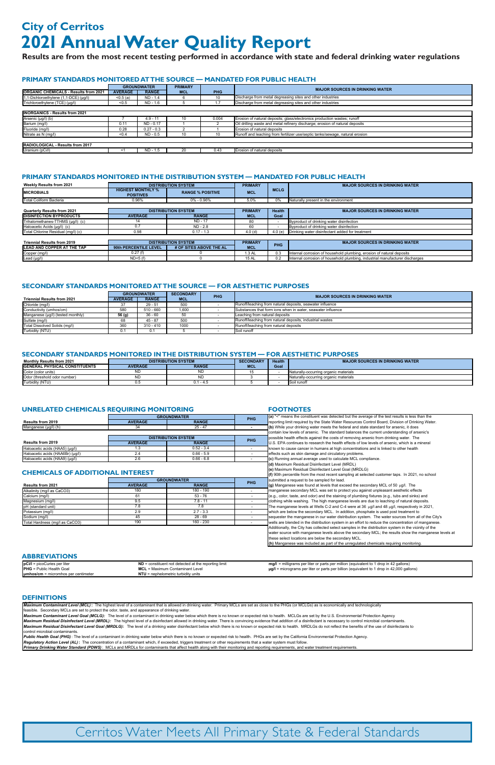# City of Cerritos
# 2021 Annual Water Quality Report

**Results are from the most recent testing performed in accordance with state and federal drinking water regulations**

## PRIMARY STANDARDS MONITORED AT THE SOURCE — MANDATED FOR PUBLIC HEALTH

| | GROUNDWATER | | PRIMARY | | MAJOR SOURCES IN DRINKING WATER |
|---|---|---|---|---|---|
| **ORGANIC CHEMICALS - Results from 2021** | **AVERAGE** | **RANGE** | **MCL** | **PHG** | |
| 1,1-Dichloroethylene (1,1-DCE) (µg/l) | <0.5 (a) | ND - 1.4 | 6 | 10 | Discharge from metal degreasing sites and other industries |
| Trichloroethylene (TCE) (µg/l) | <0.5 | ND - 1.6 | 5 | 1.7 | Discharge from metal degreasing sites and other industries |
| **INORGANICS - Results from 2021** | | | | | |
| Arsenic (µg/l) (b) | 7 | 4.9 - 11 | 10 | 0.004 | Erosion of natural deposits; glass/electronics production wastes; runoff |
| Barium (mg/l) | 0.11 | ND - 0.17 | 1 | 2 | Oil drilling waste and metal refinery discharge; erosion of natural deposits |
| Fluoride (mg/l) | 0.28 | 0.27 - 0.3 | 2 | 1 | Erosion of natural deposits |
| Nitrate as N (mg/l) | <0.4 | ND - 0.5 | 10 | 10 | Runoff and leaching from fertilizer use/septic tanks/sewage, natural erosion |
| **RADIOLOGICAL - Results from 2017** | | | | | |
| Uranium (pCi/l) | <1 | ND - 1.5 | 20 | 0.43 | Erosion of natural deposits |

## PRIMARY STANDARDS MONITORED IN THE DISTRIBUTION SYSTEM — MANDATED FOR PUBLIC HEALTH

| **Weekly Results from 2021** | DISTRIBUTION SYSTEM | | PRIMARY | MCLG | MAJOR SOURCES IN DRINKING WATER |
|---|---|---|---|---|---|
| **MICROBIALS** | **HIGHEST MONTHLY % POSITIVES** | **RANGE % POSITIVE** | **MCL** | | |
| Total Coliform Bacteria | 0.96% | 0% - 0.96% | 5.0% | 0% | Naturally present in the environment |

| **Quarterly Results from 2021** | DISTRIBUTION SYSTEM | | PRIMARY | Health | MAJOR SOURCES IN DRINKING WATER |
|---|---|---|---|---|---|
| **DISINFECTION BYPRODUCTS** | **AVERAGE** | **RANGE** | **MCL** | **Goal** | |
| Trihalomethanes-TTHMS (µg/l) (c) | 14 | ND - 17 | 80 | - | Byproduct of drinking water disinfection |
| Haloacetic Acids (µg/l) (c) | 0.7 | ND - 2.8 | 60 | - | Byproduct of drinking water disinfection |
| Total Chlorine Residual (mg/l) (c) | 0.98 | 0.17 - 1.3 | 4.0 (d) | 4.0 (e) | Drinking water disinfectant added for treatment |

| **Triennial Results from 2019** | DISTRIBUTION SYSTEM | | PRIMARY | PHG | MAJOR SOURCES IN DRINKING WATER |
|---|---|---|---|---|---|
| **LEAD AND COPPER AT THE TAP** | **90th PERCENTILE LEVEL** | **# OF SITES ABOVE THE AL** | **MCL** | | |
| Copper (mg/l) | 0.27 (f) | 0 | 1.3 AL | 0.3 | Internal corrosion of household plumbing, erosion of natural deposits |
| Lead (µg/l) | ND<5 (f) | 0 | 15 AL | 0.2 | Internal corrosion of household plumbing, industrial manufacturer discharges |

## SECONDARY STANDARDS MONITORED AT THE SOURCE — FOR AESTHETIC PURPOSES

| | GROUNDWATER | | SECONDARY | PHG | MAJOR SOURCES IN DRINKING WATER |
|---|---|---|---|---|---|
| **Triennial Results from 2021** | **AVERAGE** | **RANGE** | **MCL** | | |
| Chloride (mg/l) | 37 | 29 - 51 | 500 | - | Runoff/leaching from natural deposits, seawater influence |
| Conductivity (umhos/cm) | 580 | 510 - 660 | 1,600 | - | Substances that form ions when in water, seawater influence |
| Manganese (µg/l) (tested monthly) | **56 (g)** | 36 - 60 | 50 | - | Leaching from natural deposits |
| Sulfate (mg/l) | 68 | 45 - 87 | 500 | - | Runoff/leaching from natural deposits, industrial wastes |
| Total Dissolved Solids (mg/l) | 360 | 310 - 410 | 1000 | - | Runoff/leaching from natural deposits |
| Turbidity (NTU) | 0.1 | 0.1 | 5 | - | Soil runoff |

## SECONDARY STANDARDS MONITORED IN THE DISTRIBUTION SYSTEM — FOR AESTHETIC PURPOSES

| **Monthly Results from 2021** | DISTRIBUTION SYSTEM | | SECONDARY | Health | MAJOR SOURCES IN DRINKING WATER |
|---|---|---|---|---|---|
| **GENERAL PHYSICAL CONSTITUENTS** | **AVERAGE** | **RANGE** | **MCL** | **Goal** | |
| Color (color units) | ND | ND | 15 | - | Naturally-occurring organic materials |
| Odor (threshold odor number) | ND | ND | 3 | - | Naturally-occurring organic materials |
| Turbidity (NTU) | 0.5 | 0.1 - 4.5 | 5 | - | Soil runoff |

## UNRELATED CHEMICALS REQUIRING MONITORING

| | GROUNDWATER | | PHG |
|---|---|---|---|
| **Results from 2019** | **AVERAGE** | **RANGE** | |
| Manganese (µg/l) (h) | 34 | 25 - 47 | - |

| | DISTRIBUTION SYSTEM | | PHG |
|---|---|---|---|
| **Results from 2019** | **AVERAGE** | **RANGE** | |
| Haloacetic acids (HAA5) (µg/l) | 1.3 | 0.52 - 3.4 | - |
| Haloacetic acids (HAA6Br) (µg/l) | 2.4 | 0.66 - 5.9 | - |
| Haloacetic acids (HAA9) (µg/l) | 2.6 | 0.66 - 6.8 | - |

## CHEMICALS OF ADDITIONAL INTEREST

| | GROUNDWATER | | PHG |
|---|---|---|---|
| **Results from 2021** | **AVERAGE** | **RANGE** | |
| Alkalinity (mg/l as CaCO3) | 180 | 180 - 190 | - |
| Calcium (mg/l) | 61 | 53 - 76 | - |
| Magnesium (mg/l) | 9.5 | 7.8 - 11 | - |
| pH (standard unit) | 7.8 | 7.8 | - |
| Potassium (mg/l) | 2.9 | 2.7 - 3.3 | - |
| Sodium (mg/l) | 45 | 28 - 69 | - |
| Total Hardness (mg/l as CaCO3) | 190 | 160 - 230 | - |

## FOOTNOTES

**(a)** "<" means the constituent was detected but the average of the test results is less than the reporting limit required by the State Water Resources Control Board, Division of Drinking Water.

**(b)** While your drinking water meets the federal and state standard for arsenic, it does contain low levels of arsenic. The standard balances the current understanding of arsenic's possible health effects against the costs of removing arsenic from drinking water. The U.S. EPA continues to research the health effects of low levels of arsenic, which is a mineral known to cause cancer in humans at high concentrations and is linked to other health effects such as skin damage and circulatory problems.

**(c)** Running annual average used to calculate MCL compliance.

**(d)** Maximum Residual Disinfectant Level (MRDL)

**(e)** Maximum Residual Disinfectant Level Goal (MRDLG)

**(f)** 90th percentile from the most recent sampling at selected customer taps. In 2021, no school submitted a request to be sampled for lead.

**(g)** Manganese was found at levels that exceed the secondary MCL of 50 µg/l. The manganese secondary MCL was set to protect you against unpleasant aesthetic effects (e.g., color, taste, and odor) and the staining of plumbing fixtures (e.g., tubs and sinks) and clothing while washing. The high manganese levels are due to leaching of natural deposits. The manganese levels at Wells C-2 and C-4 were at 36 µg/l and 48 µg/l, respectively in 2021, which are below the secondary MCL. In addition, phosphate is used post treatment to sequester the manganese in our water distribution system. The water sources from all of the City's wells are blended in the distribution system in an effort to reduce the concentration of manganese. Additionally, the City has collected select samples in the distribution system in the vicinity of the water source with manganese levels above the secondary MCL; the results show the manganese levels at these select locations are below the secondary MCL.

**(h)** Manganese was included as part of the unregulated chemicals requiring monitoring.

## ABBREVIATIONS

**pCi/l** = picoCuries per liter
**PHG** = Public Health Goal
**µmhos/cm** = micromhos per centimeter
**ND** = constituent not detected at the reporting limit
**MCL** = Maximum Contaminant Level
**NTU** = nephelometric turbidity units
**mg/l** = milligrams per liter or parts per million (equivalent to 1 drop in 42 gallons)
**µg/l** = micrograms per liter or parts per billion (equivalent to 1 drop in 42,000 gallons)

## DEFINITIONS

***Maximum Contaminant Level (MCL):*** The highest level of a contaminant that is allowed in drinking water. Primary MCLs are set as close to the PHGs (or MCLGs) as is economically and technologically feasible. Secondary MCLs are set to protect the odor, taste, and appearance of drinking water.

***Maximum Contaminant Level Goal (MCLG):*** The level of a contaminant in drinking water below which there is no known or expected risk to health. MCLGs are set by the U.S. Environmental Protection Agency

***Maximum Residual Disinfectant Level (MRDL):*** The highest level of a disinfectant allowed in drinking water. There is convincing evidence that addition of a disinfectant is necessary to control microbial contaminants.

***Maximum Residual Disinfectant Level Goal (MRDLG):*** The level of a drinking water disinfectant below which there is no known or expected risk to health. MRDLGs do not reflect the benefits of the use of disinfectants to control microbial contaminants.

***Public Health Goal (PHG):*** The level of a contaminant in drinking water below which there is no known or expected risk to health. PHGs are set by the California Environmental Protection Agency.

***Regulatory Action Level (AL):*** The concentration of a contaminant which, if exceeded, triggers treatment or other requirements that a water system must follow.

***Primary Drinking Water Standard (PDWS):*** MCLs and MRDLs for contaminants that affect health along with their monitoring and reporting requirements, and water treatment requirements.

Cerritos Water Meets All Primary State & Federal Standards